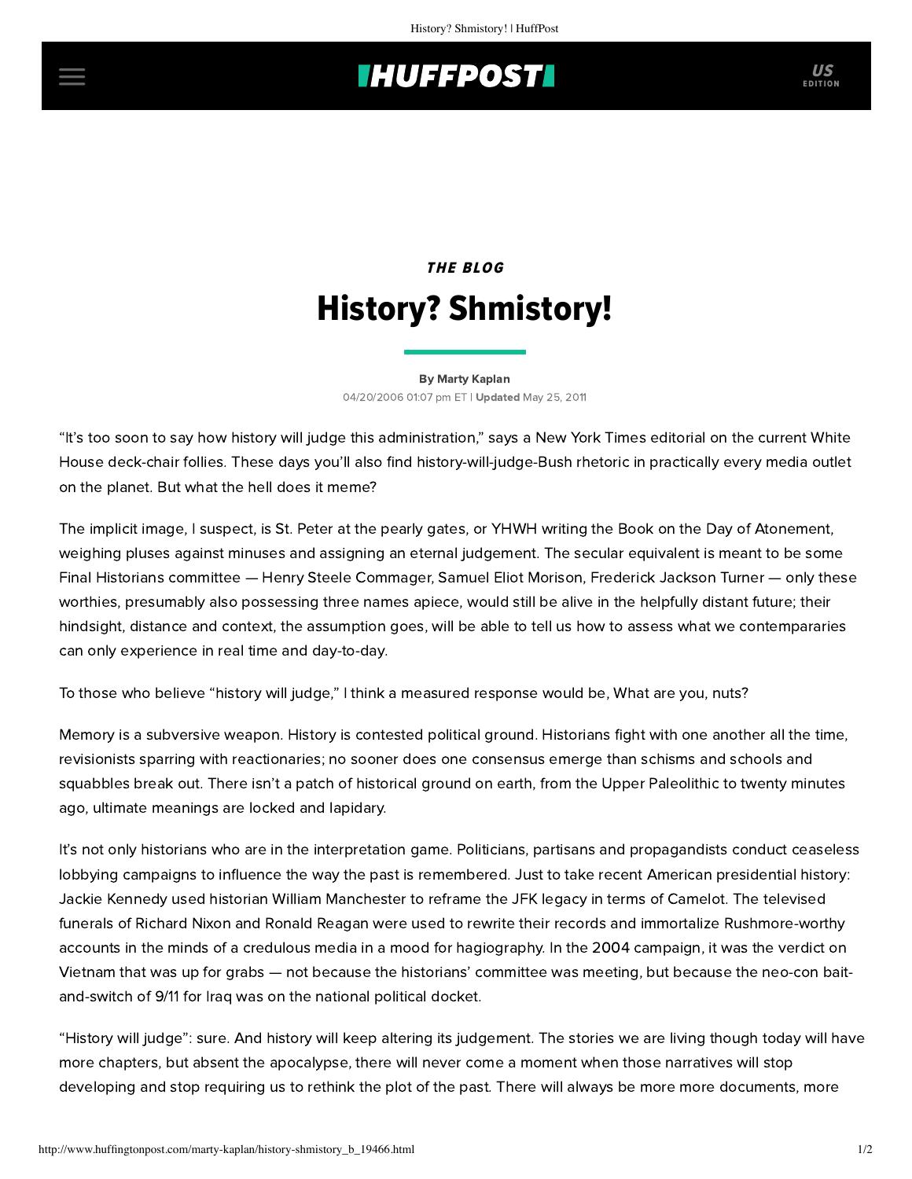THE BLOG

# History? Shmistory!

By Marty Kaplan

04/20/2006 01:07 pm ET | **Updated** May 25, 2011

“It’s too soon to say how history will judge this administration,” says a New York Times editorial on the current White House deck-chair follies. These days you’ll also find history-will-judge-Bush rhetoric in practically every media outlet on the planet. But what the hell does it meme?

The implicit image, I suspect, is St. Peter at the pearly gates, or YHWH writing the Book on the Day of Atonement, weighing pluses against minuses and assigning an eternal judgement. The secular equivalent is meant to be some Final Historians committee — Henry Steele Commager, Samuel Eliot Morison, Frederick Jackson Turner — only these worthies, presumably also possessing three names apiece, would still be alive in the helpfully distant future; their hindsight, distance and context, the assumption goes, will be able to tell us how to assess what we contempararies can only experience in real time and day-to-day.

To those who believe “history will judge,” I think a measured response would be, What are you, nuts?

Memory is a subversive weapon. History is contested political ground. Historians fight with one another all the time, revisionists sparring with reactionaries; no sooner does one consensus emerge than schisms and schools and squabbles break out. There isn’t a patch of historical ground on earth, from the Upper Paleolithic to twenty minutes ago, ultimate meanings are locked and lapidary.

It’s not only historians who are in the interpretation game. Politicians, partisans and propagandists conduct ceaseless lobbying campaigns to influence the way the past is remembered. Just to take recent American presidential history: Jackie Kennedy used historian William Manchester to reframe the JFK legacy in terms of Camelot. The televised funerals of Richard Nixon and Ronald Reagan were used to rewrite their records and immortalize Rushmore-worthy accounts in the minds of a credulous media in a mood for hagiography. In the 2004 campaign, it was the verdict on Vietnam that was up for grabs — not because the historians’ committee was meeting, but because the neo-con bait-and-switch of 9/11 for Iraq was on the national political docket.

“History will judge”: sure. And history will keep altering its judgement. The stories we are living though today will have more chapters, but absent the apocalypse, there will never come a moment when those narratives will stop developing and stop requiring us to rethink the plot of the past. There will always be more more documents, more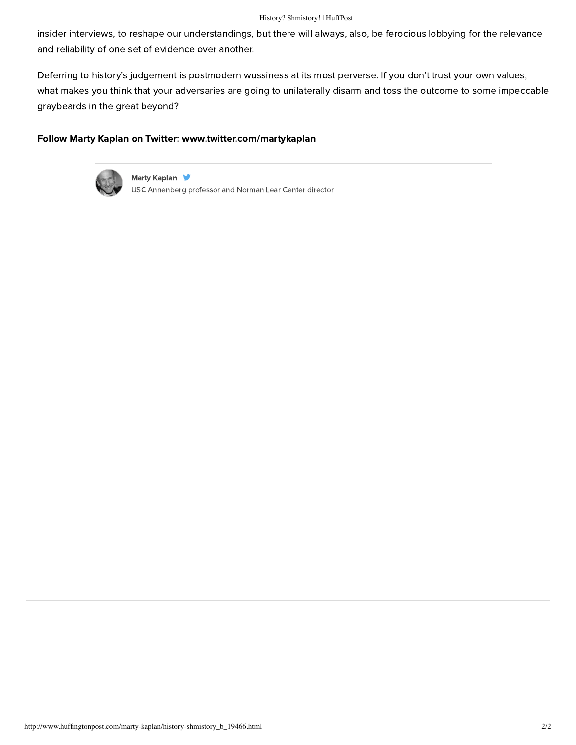insider interviews, to reshape our understandings, but there will always, also, be ferocious lobbying for the relevance and reliability of one set of evidence over another.

Deferring to history's judgement is postmodern wussiness at its most perverse. If you don't trust your own values, what makes you think that your adversaries are going to unilaterally disarm and toss the outcome to some impeccable graybeards in the great beyond?

**Follow Marty Kaplan on Twitter: www.twitter.com/martykaplan**

**Marty Kaplan**
USC Annenberg professor and Norman Lear Center director